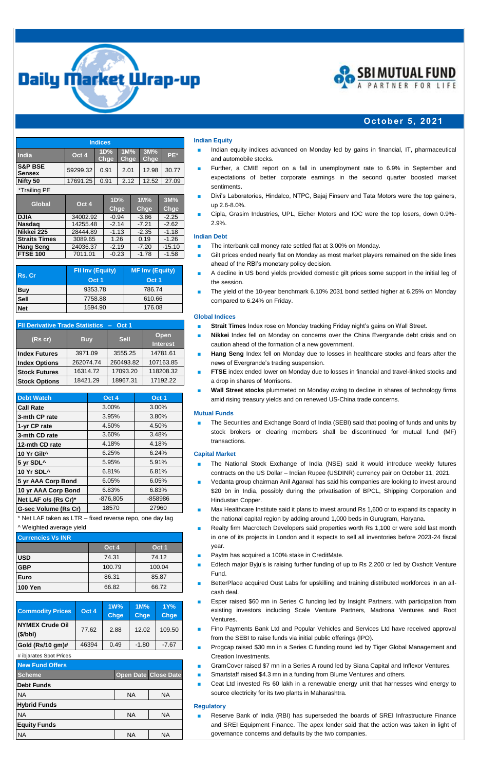# Daily Market Wrap-up

SBI MUTUAL FUND — A PARTNER FOR LIFE

**October 5, 2021**

| Indices | | | | | |
|---|---|---|---|---|---|
| India | Oct 4 | 1D% Chge | 1M% Chge | 3M% Chge | PE* |
| S&P BSE Sensex | 59299.32 | 0.91 | 2.01 | 12.98 | 30.77 |
| Nifty 50 | 17691.25 | 0.91 | 2.12 | 12.52 | 27.09 |

*Trailing PE

| Global | Oct 4 | 1D% Chge | 1M% Chge | 3M% Chge |
|---|---|---|---|---|
| DJIA | 34002.92 | -0.94 | -3.86 | -2.25 |
| Nasdaq | 14255.48 | -2.14 | -7.21 | -2.62 |
| Nikkei 225 | 28444.89 | -1.13 | -2.35 | -1.18 |
| Straits Times | 3089.65 | 1.26 | 0.19 | -1.26 |
| Hang Seng | 24036.37 | -2.19 | -7.20 | -15.10 |
| FTSE 100 | 7011.01 | -0.23 | -1.78 | -1.58 |

| Rs. Cr | FII Inv (Equity) Oct 1 | MF Inv (Equity) Oct 1 |
|---|---|---|
| Buy | 9353.78 | 786.74 |
| Sell | 7758.88 | 610.66 |
| Net | 1594.90 | 176.08 |

| FII Derivative Trade Statistics – Oct 1 | | | |
|---|---|---|---|
| (Rs cr) | Buy | Sell | Open Interest |
| Index Futures | 3971.09 | 3555.25 | 14781.61 |
| Index Options | 262074.74 | 260493.82 | 107163.85 |
| Stock Futures | 16314.72 | 17093.20 | 118208.32 |
| Stock Options | 18421.29 | 18967.31 | 17192.22 |

| Debt Watch | Oct 4 | Oct 1 |
|---|---|---|
| Call Rate | 3.00% | 3.00% |
| 3-mth CP rate | 3.95% | 3.80% |
| 1-yr CP rate | 4.50% | 4.50% |
| 3-mth CD rate | 3.60% | 3.48% |
| 12-mth CD rate | 4.18% | 4.18% |
| 10 Yr Gilt^ | 6.25% | 6.24% |
| 5 yr SDL^ | 5.95% | 5.91% |
| 10 Yr SDL^ | 6.81% | 6.81% |
| 5 yr AAA Corp Bond | 6.05% | 6.05% |
| 10 yr AAA Corp Bond | 6.83% | 6.83% |
| Net LAF o/s (Rs Cr)* | -876,805 | -858986 |
| G-sec Volume (Rs Cr) | 18570 | 27960 |

\* Net LAF taken as LTR – fixed reverse repo, one day lag

^ Weighted average yield

| Currencies Vs INR | Oct 4 | Oct 1 |
|---|---|---|
| USD | 74.31 | 74.12 |
| GBP | 100.79 | 100.04 |
| Euro | 86.31 | 85.87 |
| 100 Yen | 66.82 | 66.72 |

| Commodity Prices | Oct 4 | 1W% Chge | 1M% Chge | 1Y% Chge |
|---|---|---|---|---|
| NYMEX Crude Oil ($/bbl) | 77.62 | 2.88 | 12.02 | 109.50 |
| Gold (Rs/10 gm)# | 46394 | 0.49 | -1.80 | -7.67 |

\# ibjarates Spot Prices

| New Fund Offers | | |
|---|---|---|
| Scheme | Open Date | Close Date |
| **Debt Funds** | | |
| NA | NA | NA |
| **Hybrid Funds** | | |
| NA | NA | NA |
| **Equity Funds** | | |
| NA | NA | NA |

### Indian Equity

- Indian equity indices advanced on Monday led by gains in financial, IT, pharmaceutical and automobile stocks.
- Further, a CMIE report on a fall in unemployment rate to 6.9% in September and expectations of better corporate earnings in the second quarter boosted market sentiments.
- Divi's Laboratories, Hindalco, NTPC, Bajaj Finserv and Tata Motors were the top gainers, up 2.6-8.0%.
- Cipla, Grasim Industries, UPL, Eicher Motors and IOC were the top losers, down 0.9%-2.9%.

### Indian Debt

- The interbank call money rate settled flat at 3.00% on Monday.
- Gilt prices ended nearly flat on Monday as most market players remained on the side lines ahead of the RBI's monetary policy decision.
- A decline in US bond yields provided domestic gilt prices some support in the initial leg of the session.
- The yield of the 10-year benchmark 6.10% 2031 bond settled higher at 6.25% on Monday compared to 6.24% on Friday.

### Global Indices

- **Strait Times** Index rose on Monday tracking Friday night's gains on Wall Street.
- **Nikkei** Index fell on Monday on concerns over the China Evergrande debt crisis and on caution ahead of the formation of a new government.
- **Hang Seng** Index fell on Monday due to losses in healthcare stocks and fears after the news of Evergrande's trading suspension.
- **FTSE** index ended lower on Monday due to losses in financial and travel-linked stocks and a drop in shares of Morrisons.
- **Wall Street stocks** plummeted on Monday owing to decline in shares of technology firms amid rising treasury yields and on renewed US-China trade concerns.

### Mutual Funds

- The Securities and Exchange Board of India (SEBI) said that pooling of funds and units by stock brokers or clearing members shall be discontinued for mutual fund (MF) transactions.

### Capital Market

- The National Stock Exchange of India (NSE) said it would introduce weekly futures contracts on the US Dollar – Indian Rupee (USDINR) currency pair on October 11, 2021.
- Vedanta group chairman Anil Agarwal has said his companies are looking to invest around $20 bn in India, possibly during the privatisation of BPCL, Shipping Corporation and Hindustan Copper.
- Max Healthcare Institute said it plans to invest around Rs 1,600 cr to expand its capacity in the national capital region by adding around 1,000 beds in Gurugram, Haryana.
- Realty firm Macrotech Developers said properties worth Rs 1,100 cr were sold last month in one of its projects in London and it expects to sell all inventories before 2023-24 fiscal year.
- Paytm has acquired a 100% stake in CreditMate.
- Edtech major Byju's is raising further funding of up to Rs 2,200 cr led by Oxshott Venture Fund.
- BetterPlace acquired Oust Labs for upskilling and training distributed workforces in an all-cash deal.
- Esper raised $60 mn in Series C funding led by Insight Partners, with participation from existing investors including Scale Venture Partners, Madrona Ventures and Root Ventures.
- Fino Payments Bank Ltd and Popular Vehicles and Services Ltd have received approval from the SEBI to raise funds via initial public offerings (IPO).
- Progcap raised $30 mn in a Series C funding round led by Tiger Global Management and Creation Investments.
- GramCover raised $7 mn in a Series A round led by Siana Capital and Inflexor Ventures.
- Smartstaff raised $4.3 mn in a funding from Blume Ventures and others.
- Ceat Ltd invested Rs 60 lakh in a renewable energy unit that harnesses wind energy to source electricity for its two plants in Maharashtra.

### Regulatory

- Reserve Bank of India (RBI) has superseded the boards of SREI Infrastructure Finance and SREI Equipment Finance. The apex lender said that the action was taken in light of governance concerns and defaults by the two companies.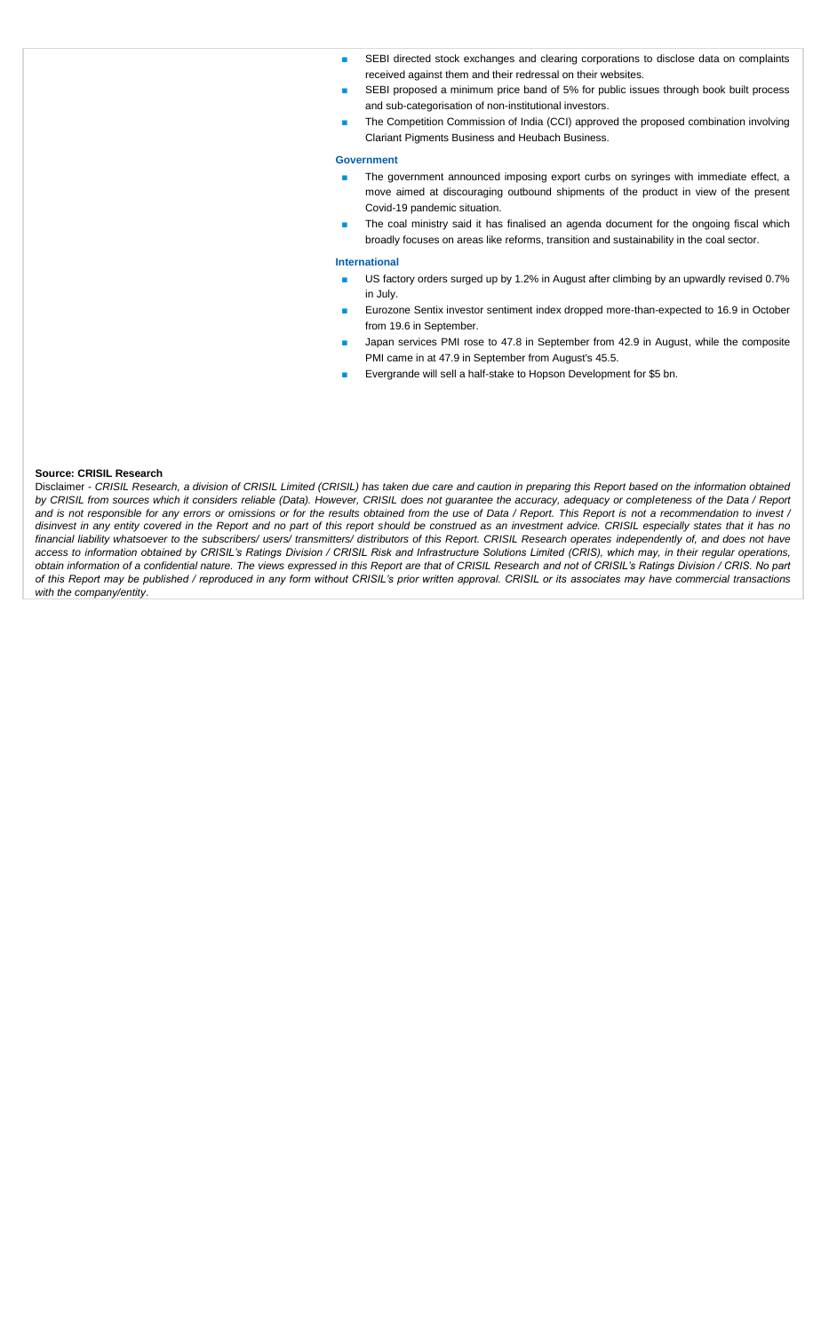- SEBI directed stock exchanges and clearing corporations to disclose data on complaints received against them and their redressal on their websites.
- SEBI proposed a minimum price band of 5% for public issues through book built process and sub-categorisation of non-institutional investors.
- The Competition Commission of India (CCI) approved the proposed combination involving Clariant Pigments Business and Heubach Business.

### Government

- The government announced imposing export curbs on syringes with immediate effect, a move aimed at discouraging outbound shipments of the product in view of the present Covid-19 pandemic situation.
- The coal ministry said it has finalised an agenda document for the ongoing fiscal which broadly focuses on areas like reforms, transition and sustainability in the coal sector.

### International

- US factory orders surged up by 1.2% in August after climbing by an upwardly revised 0.7% in July.
- Eurozone Sentix investor sentiment index dropped more-than-expected to 16.9 in October from 19.6 in September.
- Japan services PMI rose to 47.8 in September from 42.9 in August, while the composite PMI came in at 47.9 in September from August's 45.5.
- Evergrande will sell a half-stake to Hopson Development for $5 bn.

**Source: CRISIL Research**

Disclaimer - *CRISIL Research, a division of CRISIL Limited (CRISIL) has taken due care and caution in preparing this Report based on the information obtained by CRISIL from sources which it considers reliable (Data). However, CRISIL does not guarantee the accuracy, adequacy or completeness of the Data / Report and is not responsible for any errors or omissions or for the results obtained from the use of Data / Report. This Report is not a recommendation to invest / disinvest in any entity covered in the Report and no part of this report should be construed as an investment advice. CRISIL especially states that it has no financial liability whatsoever to the subscribers/ users/ transmitters/ distributors of this Report. CRISIL Research operates independently of, and does not have access to information obtained by CRISIL's Ratings Division / CRISIL Risk and Infrastructure Solutions Limited (CRIS), which may, in their regular operations, obtain information of a confidential nature. The views expressed in this Report are that of CRISIL Research and not of CRISIL's Ratings Division / CRIS. No part of this Report may be published / reproduced in any form without CRISIL's prior written approval. CRISIL or its associates may have commercial transactions with the company/entity.*